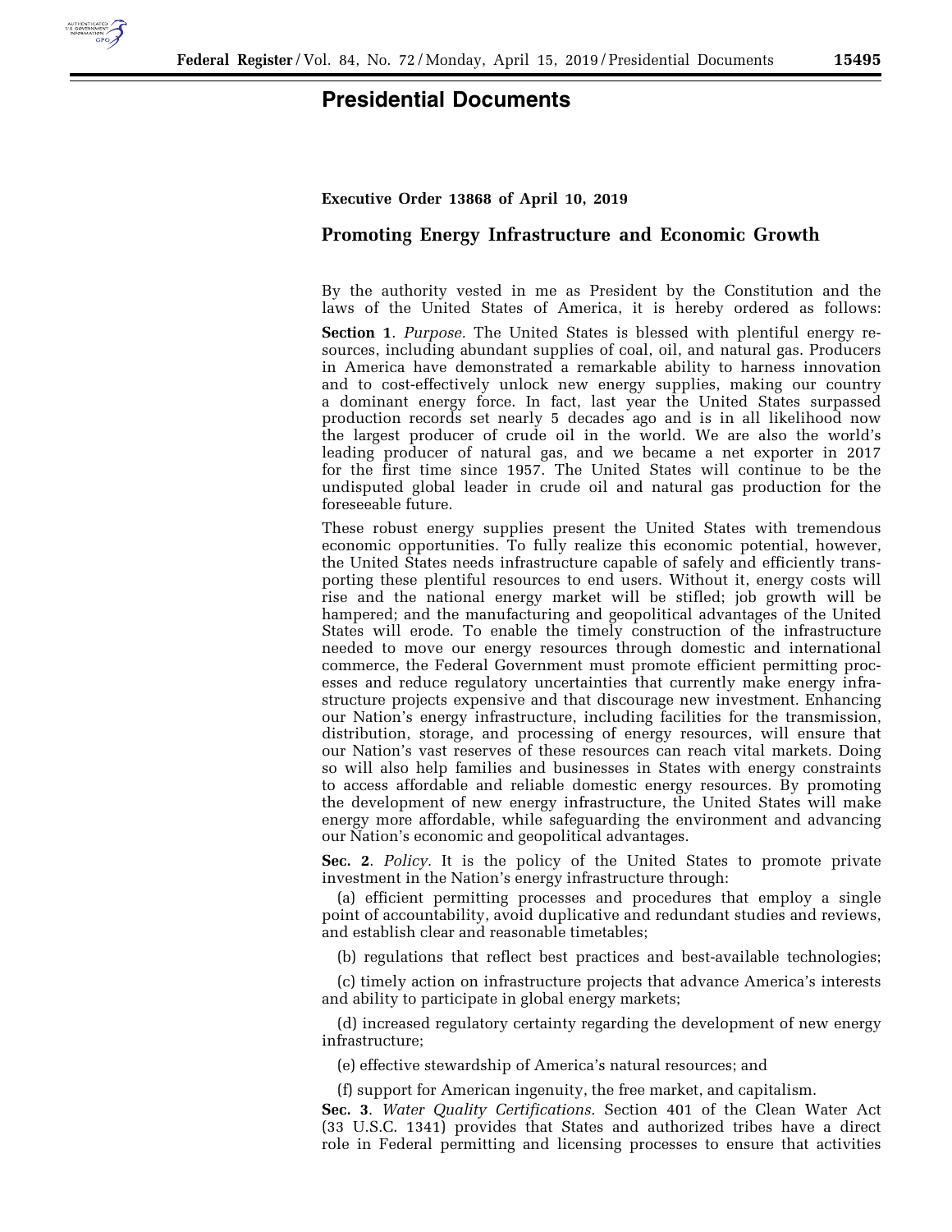# Presidential Documents

**Executive Order 13868 of April 10, 2019**

## Promoting Energy Infrastructure and Economic Growth

By the authority vested in me as President by the Constitution and the laws of the United States of America, it is hereby ordered as follows:

**Section 1**. *Purpose.* The United States is blessed with plentiful energy resources, including abundant supplies of coal, oil, and natural gas. Producers in America have demonstrated a remarkable ability to harness innovation and to cost-effectively unlock new energy supplies, making our country a dominant energy force. In fact, last year the United States surpassed production records set nearly 5 decades ago and is in all likelihood now the largest producer of crude oil in the world. We are also the world's leading producer of natural gas, and we became a net exporter in 2017 for the first time since 1957. The United States will continue to be the undisputed global leader in crude oil and natural gas production for the foreseeable future.

These robust energy supplies present the United States with tremendous economic opportunities. To fully realize this economic potential, however, the United States needs infrastructure capable of safely and efficiently transporting these plentiful resources to end users. Without it, energy costs will rise and the national energy market will be stifled; job growth will be hampered; and the manufacturing and geopolitical advantages of the United States will erode. To enable the timely construction of the infrastructure needed to move our energy resources through domestic and international commerce, the Federal Government must promote efficient permitting processes and reduce regulatory uncertainties that currently make energy infrastructure projects expensive and that discourage new investment. Enhancing our Nation's energy infrastructure, including facilities for the transmission, distribution, storage, and processing of energy resources, will ensure that our Nation's vast reserves of these resources can reach vital markets. Doing so will also help families and businesses in States with energy constraints to access affordable and reliable domestic energy resources. By promoting the development of new energy infrastructure, the United States will make energy more affordable, while safeguarding the environment and advancing our Nation's economic and geopolitical advantages.

**Sec. 2**. *Policy.* It is the policy of the United States to promote private investment in the Nation's energy infrastructure through:

(a) efficient permitting processes and procedures that employ a single point of accountability, avoid duplicative and redundant studies and reviews, and establish clear and reasonable timetables;

(b) regulations that reflect best practices and best-available technologies;

(c) timely action on infrastructure projects that advance America's interests and ability to participate in global energy markets;

(d) increased regulatory certainty regarding the development of new energy infrastructure;

(e) effective stewardship of America's natural resources; and

(f) support for American ingenuity, the free market, and capitalism.

**Sec. 3**. *Water Quality Certifications.* Section 401 of the Clean Water Act (33 U.S.C. 1341) provides that States and authorized tribes have a direct role in Federal permitting and licensing processes to ensure that activities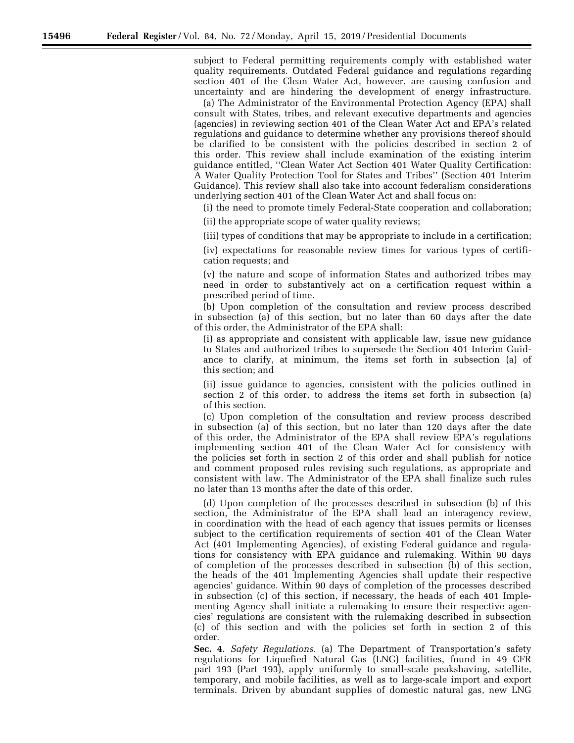subject to Federal permitting requirements comply with established water quality requirements. Outdated Federal guidance and regulations regarding section 401 of the Clean Water Act, however, are causing confusion and uncertainty and are hindering the development of energy infrastructure.

(a) The Administrator of the Environmental Protection Agency (EPA) shall consult with States, tribes, and relevant executive departments and agencies (agencies) in reviewing section 401 of the Clean Water Act and EPA's related regulations and guidance to determine whether any provisions thereof should be clarified to be consistent with the policies described in section 2 of this order. This review shall include examination of the existing interim guidance entitled, ''Clean Water Act Section 401 Water Quality Certification: A Water Quality Protection Tool for States and Tribes'' (Section 401 Interim Guidance). This review shall also take into account federalism considerations underlying section 401 of the Clean Water Act and shall focus on:

(i) the need to promote timely Federal-State cooperation and collaboration;

(ii) the appropriate scope of water quality reviews;

(iii) types of conditions that may be appropriate to include in a certification;

(iv) expectations for reasonable review times for various types of certification requests; and

(v) the nature and scope of information States and authorized tribes may need in order to substantively act on a certification request within a prescribed period of time.

(b) Upon completion of the consultation and review process described in subsection (a) of this section, but no later than 60 days after the date of this order, the Administrator of the EPA shall:

(i) as appropriate and consistent with applicable law, issue new guidance to States and authorized tribes to supersede the Section 401 Interim Guidance to clarify, at minimum, the items set forth in subsection (a) of this section; and

(ii) issue guidance to agencies, consistent with the policies outlined in section 2 of this order, to address the items set forth in subsection (a) of this section.

(c) Upon completion of the consultation and review process described in subsection (a) of this section, but no later than 120 days after the date of this order, the Administrator of the EPA shall review EPA's regulations implementing section 401 of the Clean Water Act for consistency with the policies set forth in section 2 of this order and shall publish for notice and comment proposed rules revising such regulations, as appropriate and consistent with law. The Administrator of the EPA shall finalize such rules no later than 13 months after the date of this order.

(d) Upon completion of the processes described in subsection (b) of this section, the Administrator of the EPA shall lead an interagency review, in coordination with the head of each agency that issues permits or licenses subject to the certification requirements of section 401 of the Clean Water Act (401 Implementing Agencies), of existing Federal guidance and regulations for consistency with EPA guidance and rulemaking. Within 90 days of completion of the processes described in subsection (b) of this section, the heads of the 401 Implementing Agencies shall update their respective agencies' guidance. Within 90 days of completion of the processes described in subsection (c) of this section, if necessary, the heads of each 401 Implementing Agency shall initiate a rulemaking to ensure their respective agencies' regulations are consistent with the rulemaking described in subsection (c) of this section and with the policies set forth in section 2 of this order.

**Sec. 4**. *Safety Regulations.* (a) The Department of Transportation's safety regulations for Liquefied Natural Gas (LNG) facilities, found in 49 CFR part 193 (Part 193), apply uniformly to small-scale peakshaving, satellite, temporary, and mobile facilities, as well as to large-scale import and export terminals. Driven by abundant supplies of domestic natural gas, new LNG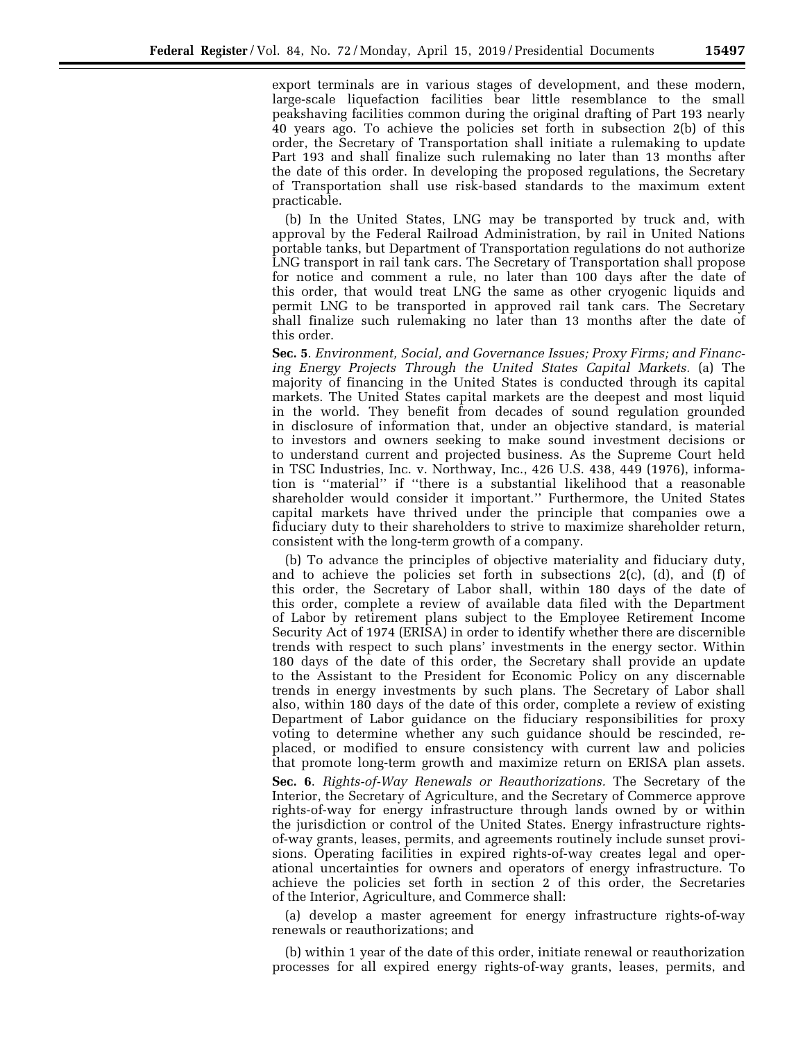export terminals are in various stages of development, and these modern, large-scale liquefaction facilities bear little resemblance to the small peakshaving facilities common during the original drafting of Part 193 nearly 40 years ago. To achieve the policies set forth in subsection 2(b) of this order, the Secretary of Transportation shall initiate a rulemaking to update Part 193 and shall finalize such rulemaking no later than 13 months after the date of this order. In developing the proposed regulations, the Secretary of Transportation shall use risk-based standards to the maximum extent practicable.

(b) In the United States, LNG may be transported by truck and, with approval by the Federal Railroad Administration, by rail in United Nations portable tanks, but Department of Transportation regulations do not authorize LNG transport in rail tank cars. The Secretary of Transportation shall propose for notice and comment a rule, no later than 100 days after the date of this order, that would treat LNG the same as other cryogenic liquids and permit LNG to be transported in approved rail tank cars. The Secretary shall finalize such rulemaking no later than 13 months after the date of this order.

**Sec. 5**. *Environment, Social, and Governance Issues; Proxy Firms; and Financing Energy Projects Through the United States Capital Markets.* (a) The majority of financing in the United States is conducted through its capital markets. The United States capital markets are the deepest and most liquid in the world. They benefit from decades of sound regulation grounded in disclosure of information that, under an objective standard, is material to investors and owners seeking to make sound investment decisions or to understand current and projected business. As the Supreme Court held in TSC Industries, Inc. v. Northway, Inc., 426 U.S. 438, 449 (1976), information is ''material'' if ''there is a substantial likelihood that a reasonable shareholder would consider it important.'' Furthermore, the United States capital markets have thrived under the principle that companies owe a fiduciary duty to their shareholders to strive to maximize shareholder return, consistent with the long-term growth of a company.

(b) To advance the principles of objective materiality and fiduciary duty, and to achieve the policies set forth in subsections 2(c), (d), and (f) of this order, the Secretary of Labor shall, within 180 days of the date of this order, complete a review of available data filed with the Department of Labor by retirement plans subject to the Employee Retirement Income Security Act of 1974 (ERISA) in order to identify whether there are discernible trends with respect to such plans' investments in the energy sector. Within 180 days of the date of this order, the Secretary shall provide an update to the Assistant to the President for Economic Policy on any discernable trends in energy investments by such plans. The Secretary of Labor shall also, within 180 days of the date of this order, complete a review of existing Department of Labor guidance on the fiduciary responsibilities for proxy voting to determine whether any such guidance should be rescinded, replaced, or modified to ensure consistency with current law and policies that promote long-term growth and maximize return on ERISA plan assets.

**Sec. 6**. *Rights-of-Way Renewals or Reauthorizations.* The Secretary of the Interior, the Secretary of Agriculture, and the Secretary of Commerce approve rights-of-way for energy infrastructure through lands owned by or within the jurisdiction or control of the United States. Energy infrastructure rights-of-way grants, leases, permits, and agreements routinely include sunset provisions. Operating facilities in expired rights-of-way creates legal and operational uncertainties for owners and operators of energy infrastructure. To achieve the policies set forth in section 2 of this order, the Secretaries of the Interior, Agriculture, and Commerce shall:

(a) develop a master agreement for energy infrastructure rights-of-way renewals or reauthorizations; and

(b) within 1 year of the date of this order, initiate renewal or reauthorization processes for all expired energy rights-of-way grants, leases, permits, and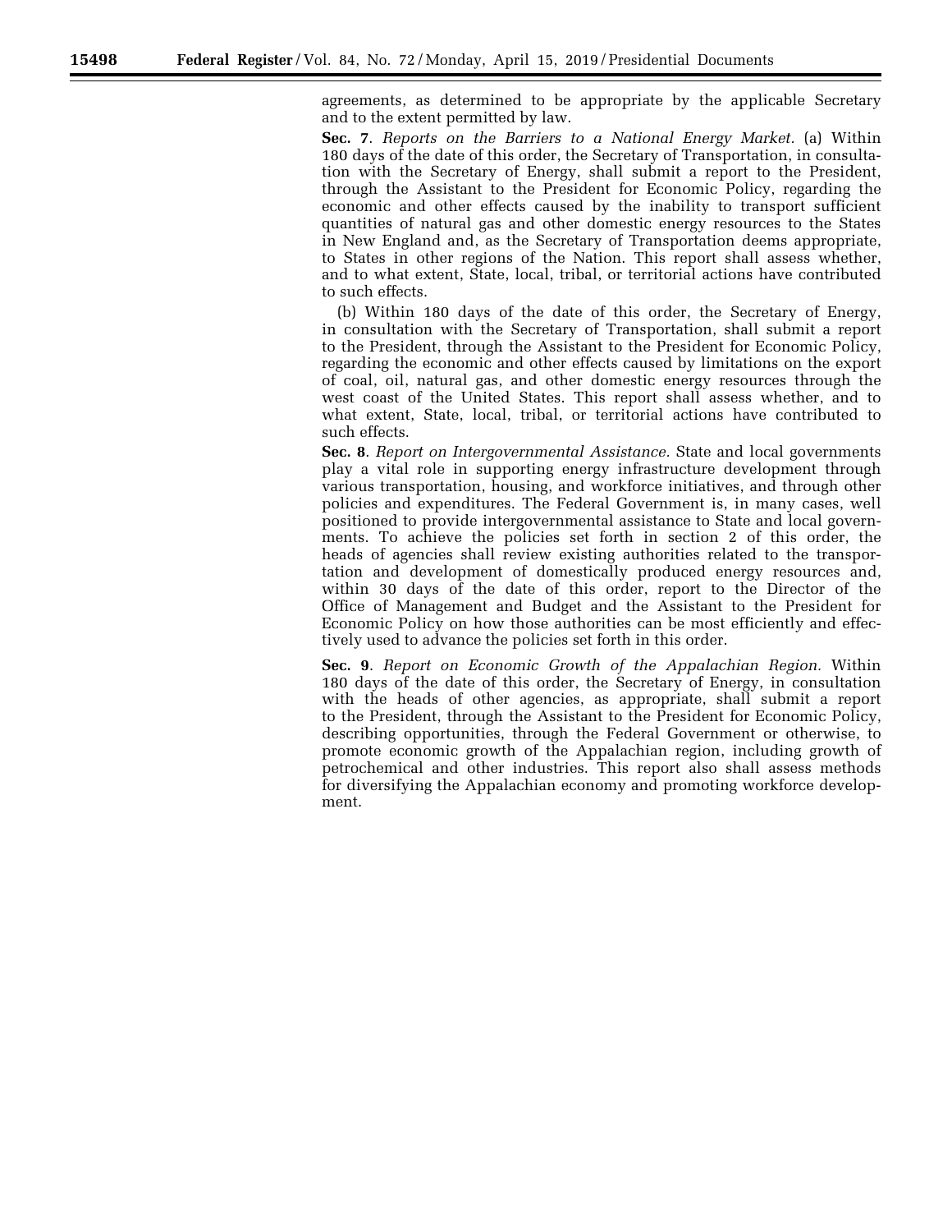agreements, as determined to be appropriate by the applicable Secretary and to the extent permitted by law.

**Sec. 7**. *Reports on the Barriers to a National Energy Market.* (a) Within 180 days of the date of this order, the Secretary of Transportation, in consultation with the Secretary of Energy, shall submit a report to the President, through the Assistant to the President for Economic Policy, regarding the economic and other effects caused by the inability to transport sufficient quantities of natural gas and other domestic energy resources to the States in New England and, as the Secretary of Transportation deems appropriate, to States in other regions of the Nation. This report shall assess whether, and to what extent, State, local, tribal, or territorial actions have contributed to such effects.

(b) Within 180 days of the date of this order, the Secretary of Energy, in consultation with the Secretary of Transportation, shall submit a report to the President, through the Assistant to the President for Economic Policy, regarding the economic and other effects caused by limitations on the export of coal, oil, natural gas, and other domestic energy resources through the west coast of the United States. This report shall assess whether, and to what extent, State, local, tribal, or territorial actions have contributed to such effects.

**Sec. 8**. *Report on Intergovernmental Assistance.* State and local governments play a vital role in supporting energy infrastructure development through various transportation, housing, and workforce initiatives, and through other policies and expenditures. The Federal Government is, in many cases, well positioned to provide intergovernmental assistance to State and local governments. To achieve the policies set forth in section 2 of this order, the heads of agencies shall review existing authorities related to the transportation and development of domestically produced energy resources and, within 30 days of the date of this order, report to the Director of the Office of Management and Budget and the Assistant to the President for Economic Policy on how those authorities can be most efficiently and effectively used to advance the policies set forth in this order.

**Sec. 9**. *Report on Economic Growth of the Appalachian Region.* Within 180 days of the date of this order, the Secretary of Energy, in consultation with the heads of other agencies, as appropriate, shall submit a report to the President, through the Assistant to the President for Economic Policy, describing opportunities, through the Federal Government or otherwise, to promote economic growth of the Appalachian region, including growth of petrochemical and other industries. This report also shall assess methods for diversifying the Appalachian economy and promoting workforce development.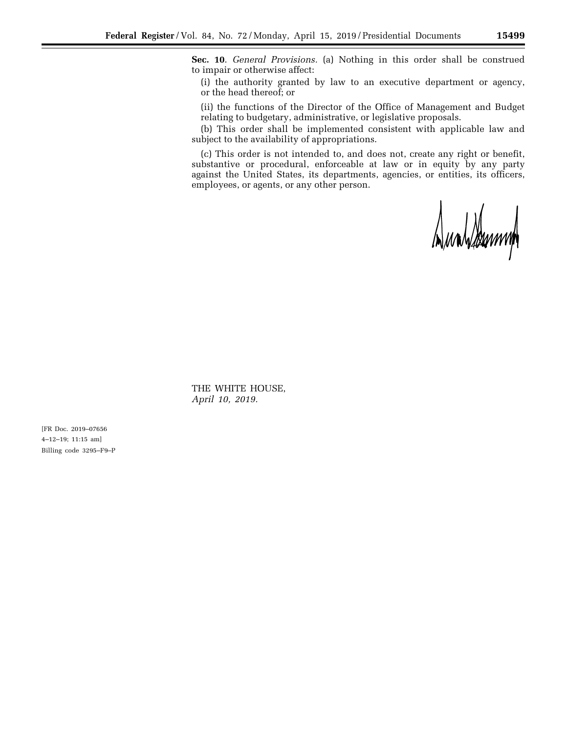**Sec. 10**. *General Provisions.* (a) Nothing in this order shall be construed to impair or otherwise affect:

(i) the authority granted by law to an executive department or agency, or the head thereof; or

(ii) the functions of the Director of the Office of Management and Budget relating to budgetary, administrative, or legislative proposals.

(b) This order shall be implemented consistent with applicable law and subject to the availability of appropriations.

(c) This order is not intended to, and does not, create any right or benefit, substantive or procedural, enforceable at law or in equity by any party against the United States, its departments, agencies, or entities, its officers, employees, or agents, or any other person.

THE WHITE HOUSE,
*April 10, 2019.*

[FR Doc. 2019–07656
4–12–19; 11:15 am]
Billing code 3295–F9–P